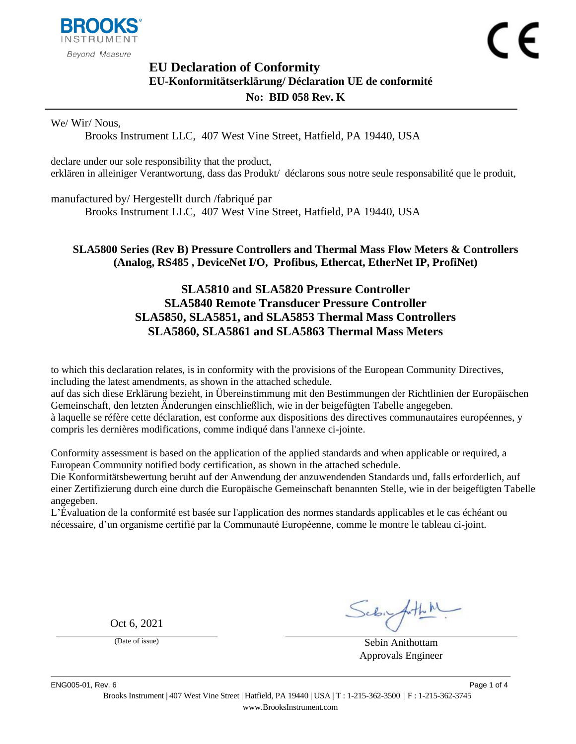BROOKS INSTRUMENT
Beyond Measure

CE

# EU Declaration of Conformity

## EU-Konformitätserklärung/ Déclaration UE de conformité

## No: BID 058 Rev. K

We/ Wir/ Nous,

Brooks Instrument LLC, 407 West Vine Street, Hatfield, PA 19440, USA

declare under our sole responsibility that the product,
erklären in alleiniger Verantwortung, dass das Produkt/ déclarons sous notre seule responsabilité que le produit,

manufactured by/ Hergestellt durch /fabriqué par

Brooks Instrument LLC, 407 West Vine Street, Hatfield, PA 19440, USA

**SLA5800 Series (Rev B) Pressure Controllers and Thermal Mass Flow Meters & Controllers (Analog, RS485 , DeviceNet I/O, Profibus, Ethercat, EtherNet IP, ProfiNet)**

**SLA5810 and SLA5820 Pressure Controller**
**SLA5840 Remote Transducer Pressure Controller**
**SLA5850, SLA5851, and SLA5853 Thermal Mass Controllers**
**SLA5860, SLA5861 and SLA5863 Thermal Mass Meters**

to which this declaration relates, is in conformity with the provisions of the European Community Directives, including the latest amendments, as shown in the attached schedule.
auf das sich diese Erklärung bezieht, in Übereinstimmung mit den Bestimmungen der Richtlinien der Europäischen Gemeinschaft, den letzten Änderungen einschließlich, wie in der beigefügten Tabelle angegeben.
à laquelle se réfère cette déclaration, est conforme aux dispositions des directives communautaires européennes, y compris les dernières modifications, comme indiqué dans l'annexe ci-jointe.

Conformity assessment is based on the application of the applied standards and when applicable or required, a European Community notified body certification, as shown in the attached schedule.
Die Konformitätsbewertung beruht auf der Anwendung der anzuwendenden Standards und, falls erforderlich, auf einer Zertifizierung durch eine durch die Europäische Gemeinschaft benannten Stelle, wie in der beigefügten Tabelle angegeben.
L'Évaluation de la conformité est basée sur l'application des normes standards applicables et le cas échéant ou nécessaire, d'un organisme certifié par la Communauté Européenne, comme le montre le tableau ci-joint.

Oct 6, 2021
(Date of issue)

Sebin Anithottam
Approvals Engineer

ENG005-01, Rev. 6

Brooks Instrument | 407 West Vine Street | Hatfield, PA 19440 | USA | T : 1-215-362-3500 | F : 1-215-362-3745
www.BrooksInstrument.com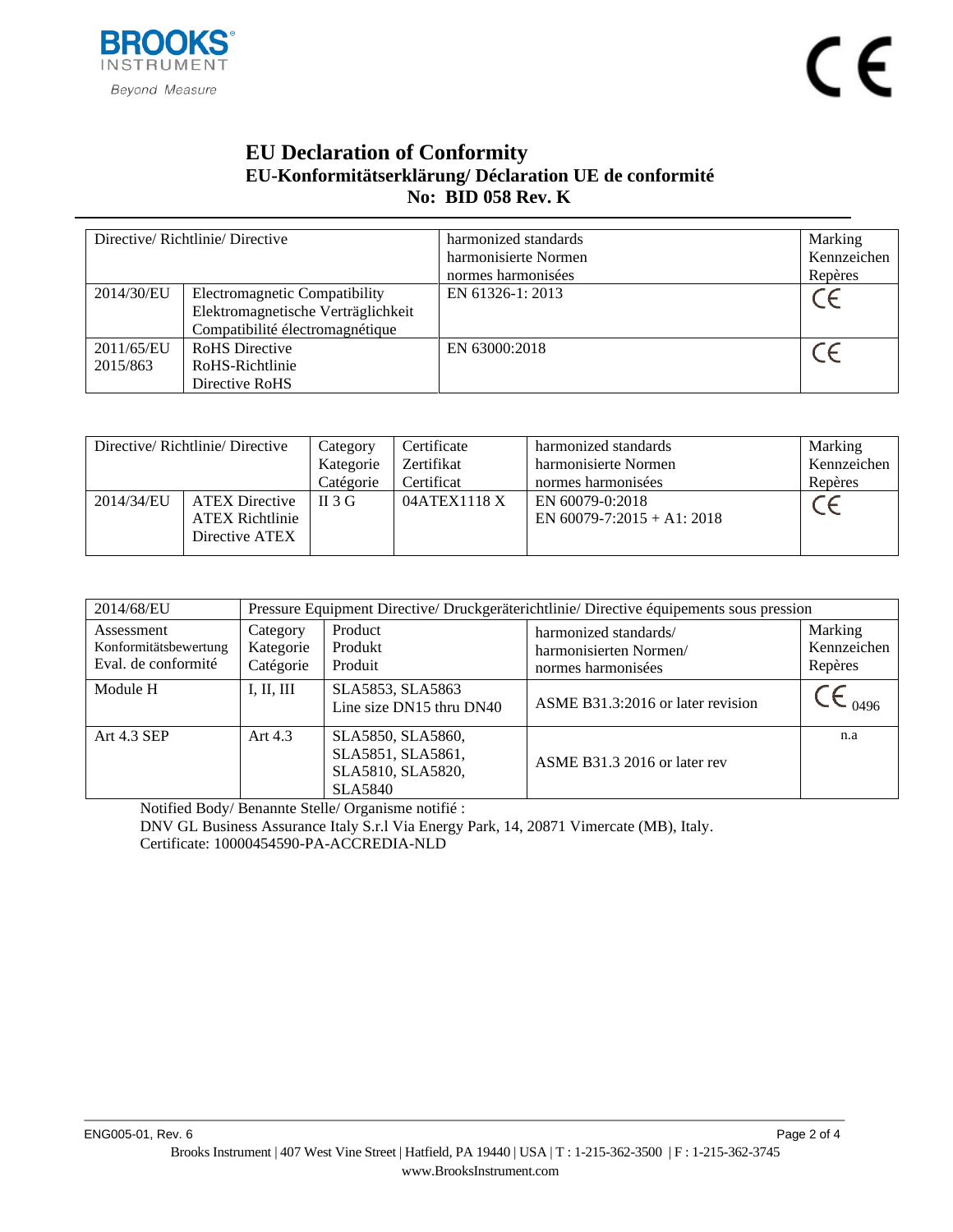# EU Declaration of Conformity

## EU-Konformitätserklärung/ Déclaration UE de conformité

## No: BID 058 Rev. K

| Directive/ Richtlinie/ Directive | | harmonized standards<br>harmonisierte Normen<br>normes harmonisées | Marking<br>Kennzeichen<br>Repères |
|---|---|---|---|
| 2014/30/EU | Electromagnetic Compatibility<br>Elektromagnetische Verträglichkeit<br>Compatibilité électromagnétique | EN 61326-1: 2013 | CE |
| 2011/65/EU<br>2015/863 | RoHS Directive<br>RoHS-Richtlinie<br>Directive RoHS | EN 63000:2018 | CE |

| Directive/ Richtlinie/ Directive | | Category<br>Kategorie<br>Catégorie | Certificate<br>Zertifikat<br>Certificat | harmonized standards<br>harmonisierte Normen<br>normes harmonisées | Marking<br>Kennzeichen<br>Repères |
|---|---|---|---|---|---|
| 2014/34/EU | ATEX Directive<br>ATEX Richtlinie<br>Directive ATEX | II 3 G | 04ATEX1118 X | EN 60079-0:2018<br>EN 60079-7:2015 + A1: 2018 | CE |

| 2014/68/EU | Pressure Equipment Directive/ Druckgeräterichtlinie/ Directive équipements sous pression | | | |
|---|---|---|---|---|
| Assessment<br>Konformitätsbewertung<br>Eval. de conformité | Category<br>Kategorie<br>Catégorie | Product<br>Produkt<br>Produit | harmonized standards/<br>harmonisierten Normen/<br>normes harmonisées | Marking<br>Kennzeichen<br>Repères |
| Module H | I, II, III | SLA5853, SLA5863<br>Line size DN15 thru DN40 | ASME B31.3:2016 or later revision | CE 0496 |
| Art 4.3 SEP | Art 4.3 | SLA5850, SLA5860,<br>SLA5851, SLA5861,<br>SLA5810, SLA5820,<br>SLA5840 | ASME B31.3 2016 or later rev | n.a |

Notified Body/ Benannte Stelle/ Organisme notifié :
DNV GL Business Assurance Italy S.r.l Via Energy Park, 14, 20871 Vimercate (MB), Italy.
Certificate: 10000454590-PA-ACCREDIA-NLD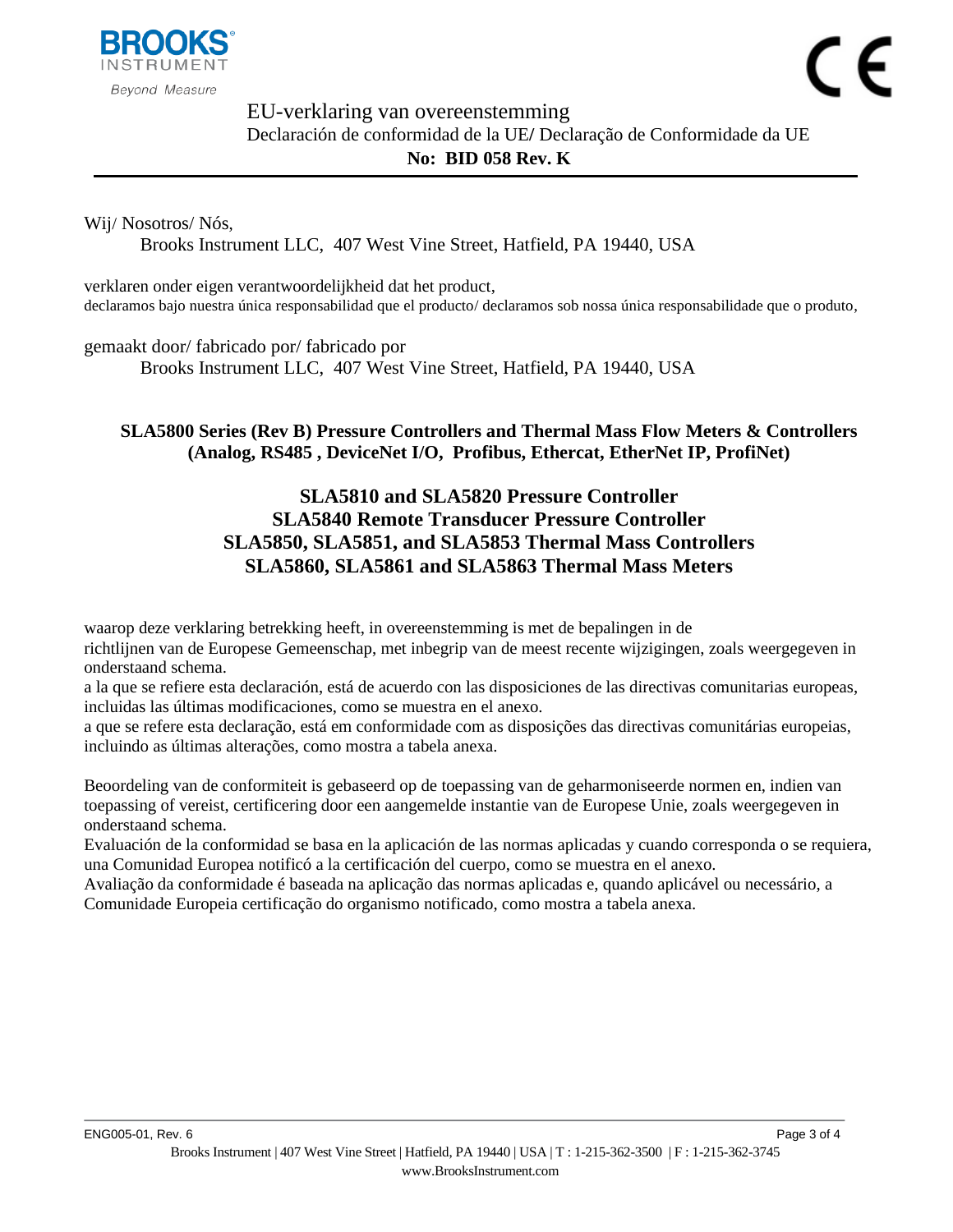# EU-verklaring van overeenstemming

## Declaración de conformidad de la UE/ Declaração de Conformidade da UE

**No: BID 058 Rev. K**

---

Wij/ Nosotros/ Nós,

Brooks Instrument LLC, 407 West Vine Street, Hatfield, PA 19440, USA

verklaren onder eigen verantwoordelijkheid dat het product,
declaramos bajo nuestra única responsabilidad que el producto/ declaramos sob nossa única responsabilidade que o produto,

gemaakt door/ fabricado por/ fabricado por

Brooks Instrument LLC, 407 West Vine Street, Hatfield, PA 19440, USA

**SLA5800 Series (Rev B) Pressure Controllers and Thermal Mass Flow Meters & Controllers (Analog, RS485 , DeviceNet I/O, Profibus, Ethercat, EtherNet IP, ProfiNet)**

**SLA5810 and SLA5820 Pressure Controller**
**SLA5840 Remote Transducer Pressure Controller**
**SLA5850, SLA5851, and SLA5853 Thermal Mass Controllers**
**SLA5860, SLA5861 and SLA5863 Thermal Mass Meters**

waarop deze verklaring betrekking heeft, in overeenstemming is met de bepalingen in de richtlijnen van de Europese Gemeenschap, met inbegrip van de meest recente wijzigingen, zoals weergegeven in onderstaand schema.
a la que se refiere esta declaración, está de acuerdo con las disposiciones de las directivas comunitarias europeas, incluidas las últimas modificaciones, como se muestra en el anexo.
a que se refere esta declaração, está em conformidade com as disposições das directivas comunitárias europeias, incluindo as últimas alterações, como mostra a tabela anexa.

Beoordeling van de conformiteit is gebaseerd op de toepassing van de geharmoniseerde normen en, indien van toepassing of vereist, certificering door een aangemelde instantie van de Europese Unie, zoals weergegeven in onderstaand schema.
Evaluación de la conformidad se basa en la aplicación de las normas aplicadas y cuando corresponda o se requiera, una Comunidad Europea notificó a la certificación del cuerpo, como se muestra en el anexo.
Avaliação da conformidade é baseada na aplicação das normas aplicadas e, quando aplicável ou necessário, a Comunidade Europeia certificação do organismo notificado, como mostra a tabela anexa.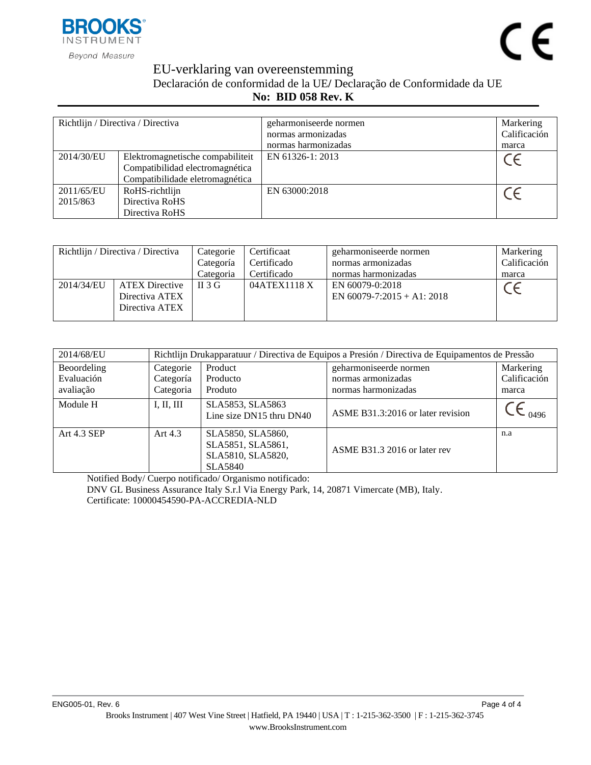# EU-verklaring van overeenstemming

## Declaración de conformidad de la UE/ Declaração de Conformidade da UE

**No: BID 058 Rev. K**

| Richtlijn / Directiva / Directiva | | geharmoniseerde normen<br>normas armonizadas<br>normas harmonizadas | Markering<br>Calificación<br>marca |
|---|---|---|---|
| 2014/30/EU | Elektromagnetische compabiliteit<br>Compatibilidad electromagnética<br>Compatibilidade eletromagnética | EN 61326-1: 2013 | CE |
| 2011/65/EU<br>2015/863 | RoHS-richtlijn<br>Directiva RoHS<br>Directiva RoHS | EN 63000:2018 | CE |

| Richtlijn / Directiva / Directiva | | Categorie<br>Categoría<br>Categoria | Certificaat<br>Certificado<br>Certificado | geharmoniseerde normen<br>normas armonizadas<br>normas harmonizadas | Markering<br>Calificación<br>marca |
|---|---|---|---|---|---|
| 2014/34/EU | ATEX Directive<br>Directiva ATEX<br>Directiva ATEX | II 3 G | 04ATEX1118 X | EN 60079-0:2018<br>EN 60079-7:2015 + A1: 2018 | CE |

| 2014/68/EU | Richtlijn Drukapparatuur / Directiva de Equipos a Presión / Directiva de Equipamentos de Pressão | | | |
|---|---|---|---|---|
| Beoordeling<br>Evaluación<br>avaliação | Categorie<br>Categoría<br>Categoria | Product<br>Producto<br>Produto | geharmoniseerde normen<br>normas armonizadas<br>normas harmonizadas | Markering<br>Calificación<br>marca |
| Module H | I, II, III | SLA5853, SLA5863<br>Line size DN15 thru DN40 | ASME B31.3:2016 or later revision | CE 0496 |
| Art 4.3 SEP | Art 4.3 | SLA5850, SLA5860,<br>SLA5851, SLA5861,<br>SLA5810, SLA5820,<br>SLA5840 | ASME B31.3 2016 or later rev | n.a |

Notified Body/ Cuerpo notificado/ Organismo notificado:
DNV GL Business Assurance Italy S.r.l Via Energy Park, 14, 20871 Vimercate (MB), Italy.
Certificate: 10000454590-PA-ACCREDIA-NLD

ENG005-01, Rev. 6

Brooks Instrument | 407 West Vine Street | Hatfield, PA 19440 | USA | T : 1-215-362-3500 | F : 1-215-362-3745
www.BrooksInstrument.com